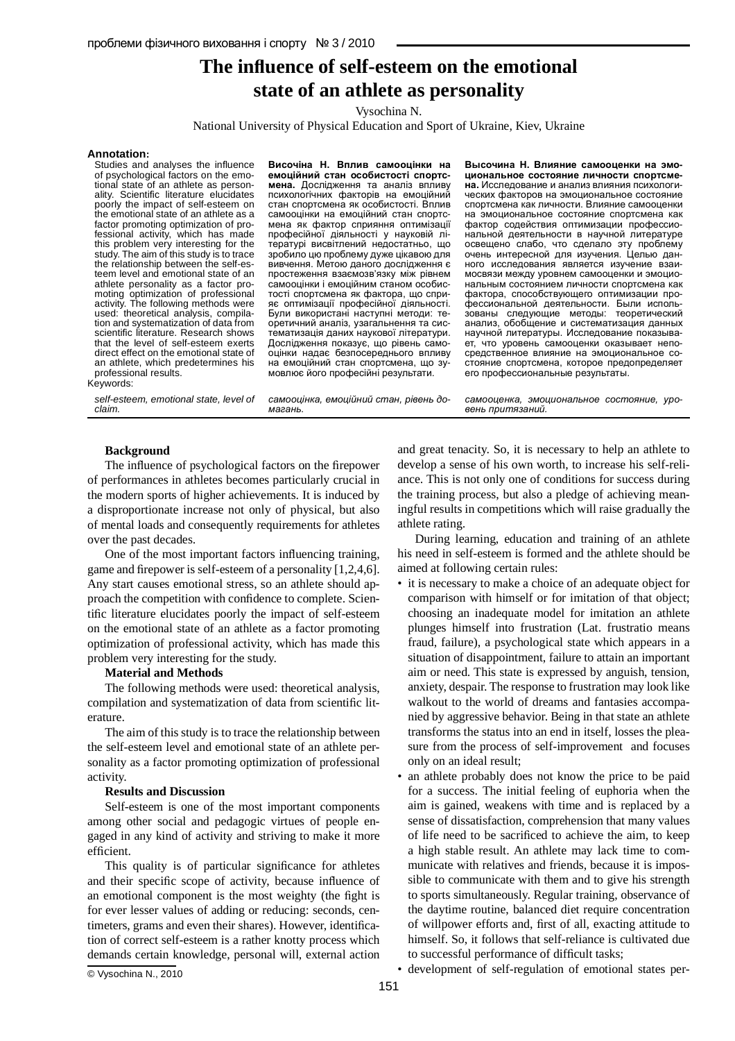# The influence of self-esteem on the emotional state of an athlete as personality

Vysochina N.

National University of Physical Education and Sport of Ukraine, Kiev, Ukraine

**Annotation:**

Studies and analyses the influence of psychological factors on the emotional state of an athlete as personality. Scientific literature elucidates poorly the impact of self-esteem on the emotional state of an athlete as a factor promoting optimization of professional activity, which has made this problem very interesting for the study. The aim of this study is to trace the relationship between the self-esteem level and emotional state of an athlete personality as a factor promoting optimization of professional activity. The following methods were used: theoretical analysis, compilation and systematization of data from scientific literature. Research shows that the level of self-esteem exerts direct effect on the emotional state of an athlete, which predetermines his professional results.

Keywords:

*self-esteem, emotional state, level of claim.*

**Височіна Н. Вплив самооцінки на емоційний стан особистості спортсмена.** Дослідження та аналіз впливу психологічних факторів на емоційний стан спортсмена як особистості. Вплив самооцінки на емоційний стан спортсмена як фактор сприяння оптимізації професійної діяльності у науковій літературі висвітлений недостатньо, що зробило цю проблему дуже цікавою для вивчення. Метою даного дослідження є простеження взаємозв'язку між рівнем самооцінки і емоційним станом особистості спортсмена як фактора, що сприяє оптимізації професійної діяльності. Були використані наступні методи: теоретичний аналіз, узагальнення та систематизація даних наукової літератури. Дослідження показує, що рівень самооцінки надає безпосереднього впливу на емоційний стан спортсмена, що зумовлює його професійні результати.

*самооцінка, емоційний стан, рівень домагань.*

**Высочина Н. Влияние самооценки на эмоциональное состояние личности спортсмена.** Исследование и анализ влияния психологических факторов на эмоциональное состояние спортсмена как личности. Влияние самооценки на эмоциональное состояние спортсмена как фактор содействия оптимизации профессиональной деятельности в научной литературе освещено слабо, что сделало эту проблему очень интересной для изучения. Целью данного исследования является изучение взаимосвязи между уровнем самооценки и эмоциональным состоянием личности спортсмена как фактора, способствующего оптимизации профессиональной деятельности. Были использованы следующие методы: теоретический анализ, обобщение и систематизация данных научной литературы. Исследование показывает, что уровень самооценки оказывает непосредственное влияние на эмоциональное состояние спортсмена, которое предопределяет его профессиональные результаты.

*самооценка, эмоциональное состояние, уровень притязаний.*

### Background

The influence of psychological factors on the firepower of performances in athletes becomes particularly crucial in the modern sports of higher achievements. It is induced by a disproportionate increase not only of physical, but also of mental loads and consequently requirements for athletes over the past decades.

One of the most important factors influencing training, game and firepower is self-esteem of a personality [1,2,4,6]. Any start causes emotional stress, so an athlete should approach the competition with confidence to complete. Scientific literature elucidates poorly the impact of self-esteem on the emotional state of an athlete as a factor promoting optimization of professional activity, which has made this problem very interesting for the study.

### Material and Methods

The following methods were used: theoretical analysis, compilation and systematization of data from scientific literature.

The aim of this study is to trace the relationship between the self-esteem level and emotional state of an athlete personality as a factor promoting optimization of professional activity.

### Results and Discussion

Self-esteem is one of the most important components among other social and pedagogic virtues of people engaged in any kind of activity and striving to make it more efficient.

This quality is of particular significance for athletes and their specific scope of activity, because influence of an emotional component is the most weighty (the fight is for ever lesser values of adding or reducing: seconds, centimeters, grams and even their shares). However, identification of correct self-esteem is a rather knotty process which demands certain knowledge, personal will, external action and great tenacity. So, it is necessary to help an athlete to develop a sense of his own worth, to increase his self-reliance. This is not only one of conditions for success during the training process, but also a pledge of achieving meaningful results in competitions which will raise gradually the athlete rating.

During learning, education and training of an athlete his need in self-esteem is formed and the athlete should be aimed at following certain rules:

- it is necessary to make a choice of an adequate object for comparison with himself or for imitation of that object; choosing an inadequate model for imitation an athlete plunges himself into frustration (Lat. frustratio means fraud, failure), a psychological state which appears in a situation of disappointment, failure to attain an important aim or need. This state is expressed by anguish, tension, anxiety, despair. The response to frustration may look like walkout to the world of dreams and fantasies accompanied by aggressive behavior. Being in that state an athlete transforms the status into an end in itself, losses the pleasure from the process of self-improvement and focuses only on an ideal result;
- an athlete probably does not know the price to be paid for a success. The initial feeling of euphoria when the aim is gained, weakens with time and is replaced by a sense of dissatisfaction, comprehension that many values of life need to be sacrificed to achieve the aim, to keep a high stable result. An athlete may lack time to communicate with relatives and friends, because it is impossible to communicate with them and to give his strength to sports simultaneously. Regular training, observance of the daytime routine, balanced diet require concentration of willpower efforts and, first of all, exacting attitude to himself. So, it follows that self-reliance is cultivated due to successful performance of difficult tasks;
- development of self-regulation of emotional states per-

© Vysochina N., 2010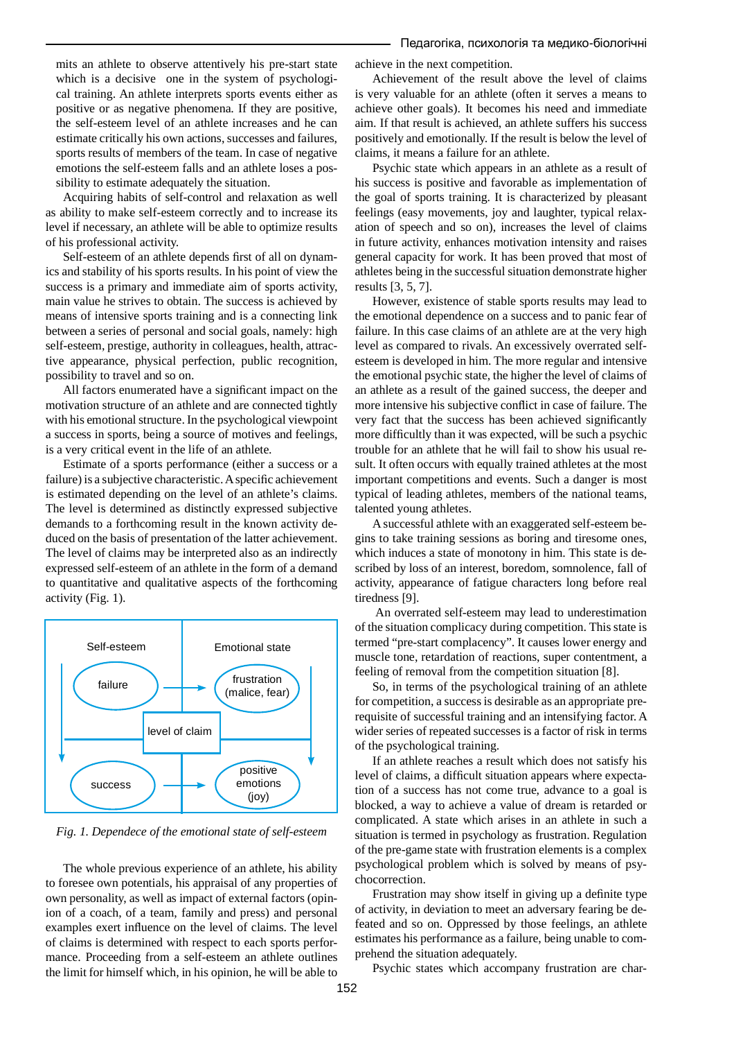mits an athlete to observe attentively his pre-start state which is a decisive one in the system of psychological training. An athlete interprets sports events either as positive or as negative phenomena. If they are positive, the self-esteem level of an athlete increases and he can estimate critically his own actions, successes and failures, sports results of members of the team. In case of negative emotions the self-esteem falls and an athlete loses a possibility to estimate adequately the situation.

Acquiring habits of self-control and relaxation as well as ability to make self-esteem correctly and to increase its level if necessary, an athlete will be able to optimize results of his professional activity.

Self-esteem of an athlete depends first of all on dynamics and stability of his sports results. In his point of view the success is a primary and immediate aim of sports activity, main value he strives to obtain. The success is achieved by means of intensive sports training and is a connecting link between a series of personal and social goals, namely: high self-esteem, prestige, authority in colleagues, health, attractive appearance, physical perfection, public recognition, possibility to travel and so on.

All factors enumerated have a significant impact on the motivation structure of an athlete and are connected tightly with his emotional structure. In the psychological viewpoint a success in sports, being a source of motives and feelings, is a very critical event in the life of an athlete.

Estimate of a sports performance (either a success or a failure) is a subjective characteristic. A specific achievement is estimated depending on the level of an athlete's claims. The level is determined as distinctly expressed subjective demands to a forthcoming result in the known activity deduced on the basis of presentation of the latter achievement. The level of claims may be interpreted also as an indirectly expressed self-esteem of an athlete in the form of a demand to quantitative and qualitative aspects of the forthcoming activity (Fig. 1).

Self-esteem
Emotional state
failure
frustration (malice, fear)
level of claim
success
positive emotions (joy)

*Fig. 1. Dependece of the emotional state of self-esteem*

The whole previous experience of an athlete, his ability to foresee own potentials, his appraisal of any properties of own personality, as well as impact of external factors (opinion of a coach, of a team, family and press) and personal examples exert influence on the level of claims. The level of claims is determined with respect to each sports performance. Proceeding from a self-esteem an athlete outlines the limit for himself which, in his opinion, he will be able to achieve in the next competition.

Achievement of the result above the level of claims is very valuable for an athlete (often it serves a means to achieve other goals). It becomes his need and immediate aim. If that result is achieved, an athlete suffers his success positively and emotionally. If the result is below the level of claims, it means a failure for an athlete.

Psychic state which appears in an athlete as a result of his success is positive and favorable as implementation of the goal of sports training. It is characterized by pleasant feelings (easy movements, joy and laughter, typical relaxation of speech and so on), increases the level of claims in future activity, enhances motivation intensity and raises general capacity for work. It has been proved that most of athletes being in the successful situation demonstrate higher results [3, 5, 7].

However, existence of stable sports results may lead to the emotional dependence on a success and to panic fear of failure. In this case claims of an athlete are at the very high level as compared to rivals. An excessively overrated self-esteem is developed in him. The more regular and intensive the emotional psychic state, the higher the level of claims of an athlete as a result of the gained success, the deeper and more intensive his subjective conflict in case of failure. The very fact that the success has been achieved significantly more difficultly than it was expected, will be such a psychic trouble for an athlete that he will fail to show his usual result. It often occurs with equally trained athletes at the most important competitions and events. Such a danger is most typical of leading athletes, members of the national teams, talented young athletes.

A successful athlete with an exaggerated self-esteem begins to take training sessions as boring and tiresome ones, which induces a state of monotony in him. This state is described by loss of an interest, boredom, somnolence, fall of activity, appearance of fatigue characters long before real tiredness [9].

An overrated self-esteem may lead to underestimation of the situation complicacy during competition. This state is termed "pre-start complacency". It causes lower energy and muscle tone, retardation of reactions, super contentment, a feeling of removal from the competition situation [8].

So, in terms of the psychological training of an athlete for competition, a success is desirable as an appropriate prerequisite of successful training and an intensifying factor. A wider series of repeated successes is a factor of risk in terms of the psychological training.

If an athlete reaches a result which does not satisfy his level of claims, a difficult situation appears where expectation of a success has not come true, advance to a goal is blocked, a way to achieve a value of dream is retarded or complicated. A state which arises in an athlete in such a situation is termed in psychology as frustration. Regulation of the pre-game state with frustration elements is a complex psychological problem which is solved by means of psychocorrection.

Frustration may show itself in giving up a definite type of activity, in deviation to meet an adversary fearing be defeated and so on. Oppressed by those feelings, an athlete estimates his performance as a failure, being unable to comprehend the situation adequately.

Psychic states which accompany frustration are char-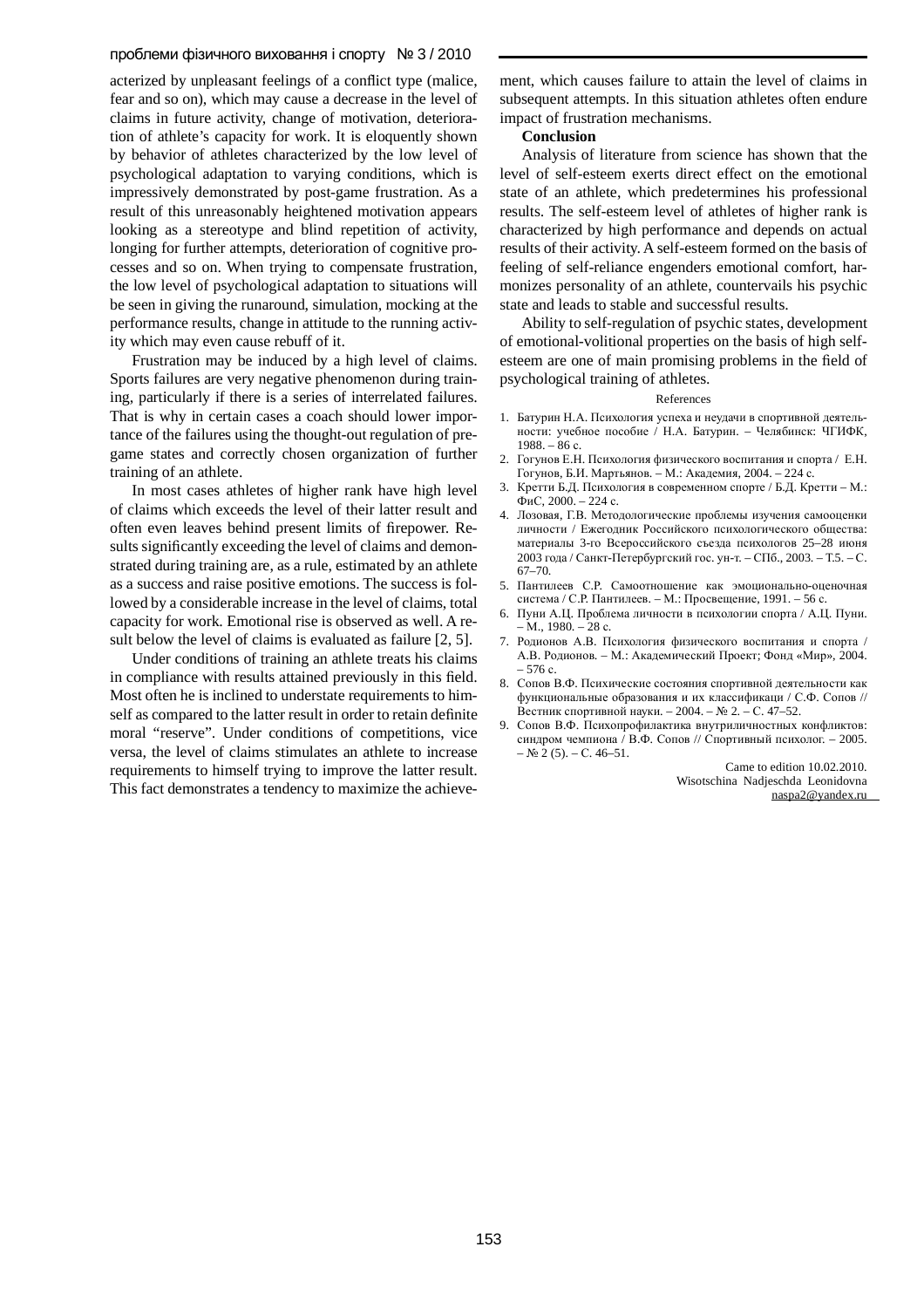acterized by unpleasant feelings of a conflict type (malice, fear and so on), which may cause a decrease in the level of claims in future activity, change of motivation, deterioration of athlete's capacity for work. It is eloquently shown by behavior of athletes characterized by the low level of psychological adaptation to varying conditions, which is impressively demonstrated by post-game frustration. As a result of this unreasonably heightened motivation appears looking as a stereotype and blind repetition of activity, longing for further attempts, deterioration of cognitive processes and so on. When trying to compensate frustration, the low level of psychological adaptation to situations will be seen in giving the runaround, simulation, mocking at the performance results, change in attitude to the running activity which may even cause rebuff of it.

Frustration may be induced by a high level of claims. Sports failures are very negative phenomenon during training, particularly if there is a series of interrelated failures. That is why in certain cases a coach should lower importance of the failures using the thought-out regulation of pregame states and correctly chosen organization of further training of an athlete.

In most cases athletes of higher rank have high level of claims which exceeds the level of their latter result and often even leaves behind present limits of firepower. Results significantly exceeding the level of claims and demonstrated during training are, as a rule, estimated by an athlete as a success and raise positive emotions. The success is followed by a considerable increase in the level of claims, total capacity for work. Emotional rise is observed as well. A result below the level of claims is evaluated as failure [2, 5].

Under conditions of training an athlete treats his claims in compliance with results attained previously in this field. Most often he is inclined to understate requirements to himself as compared to the latter result in order to retain definite moral "reserve". Under conditions of competitions, vice versa, the level of claims stimulates an athlete to increase requirements to himself trying to improve the latter result. This fact demonstrates a tendency to maximize the achievement, which causes failure to attain the level of claims in subsequent attempts. In this situation athletes often endure impact of frustration mechanisms.

**Conclusion**

Analysis of literature from science has shown that the level of self-esteem exerts direct effect on the emotional state of an athlete, which predetermines his professional results. The self-esteem level of athletes of higher rank is characterized by high performance and depends on actual results of their activity. A self-esteem formed on the basis of feeling of self-reliance engenders emotional comfort, harmonizes personality of an athlete, countervails his psychic state and leads to stable and successful results.

Ability to self-regulation of psychic states, development of emotional-volitional properties on the basis of high self-esteem are one of main promising problems in the field of psychological training of athletes.

References

1. Батурин Н.А. Психология успеха и неудачи в спортивной деятельности: учебное пособие / Н.А. Батурин. – Челябинск: ЧГИФК, 1988. – 86 с.
2. Гогунов Е.Н. Психология физического воспитания и спорта / Е.Н. Гогунов, Б.И. Мартьянов. – М.: Академия, 2004. – 224 с.
3. Кретти Б.Д. Психология в современном спорте / Б.Д. Кретти – М.: ФиС, 2000. – 224 с.
4. Лозовая, Г.В. Методологические проблемы изучения самооценки личности / Ежегодник Российского психологического общества: материалы 3-го Всероссийского съезда психологов 25–28 июня 2003 года / Санкт-Петербургский гос. ун-т. – СПб., 2003. – Т.5. – С. 67–70.
5. Пантилеев С.Р. Самоотношение как эмоционально-оценочная система / С.Р. Пантилеев. – М.: Просвещение, 1991. – 56 с.
6. Пуни А.Ц. Проблема личности в психологии спорта / А.Ц. Пуни. – М., 1980. – 28 с.
7. Родионов А.В. Психология физического воспитания и спорта / А.В. Родионов. – М.: Академический Проект; Фонд «Мир», 2004. – 576 с.
8. Сопов В.Ф. Психические состояния спортивной деятельности как функциональные образования и их классификаци / С.Ф. Сопов // Вестник спортивной науки. – 2004. – № 2. – С. 47–52.
9. Сопов В.Ф. Психопрофилактика внутриличностных конфликтов: синдром чемпиона / В.Ф. Сопов // Спортивный психолог. – 2005. – № 2 (5). – С. 46–51.

Came to edition 10.02.2010.
Wisotschina Nadjeschda Leonidovna
naspa2@yandex.ru